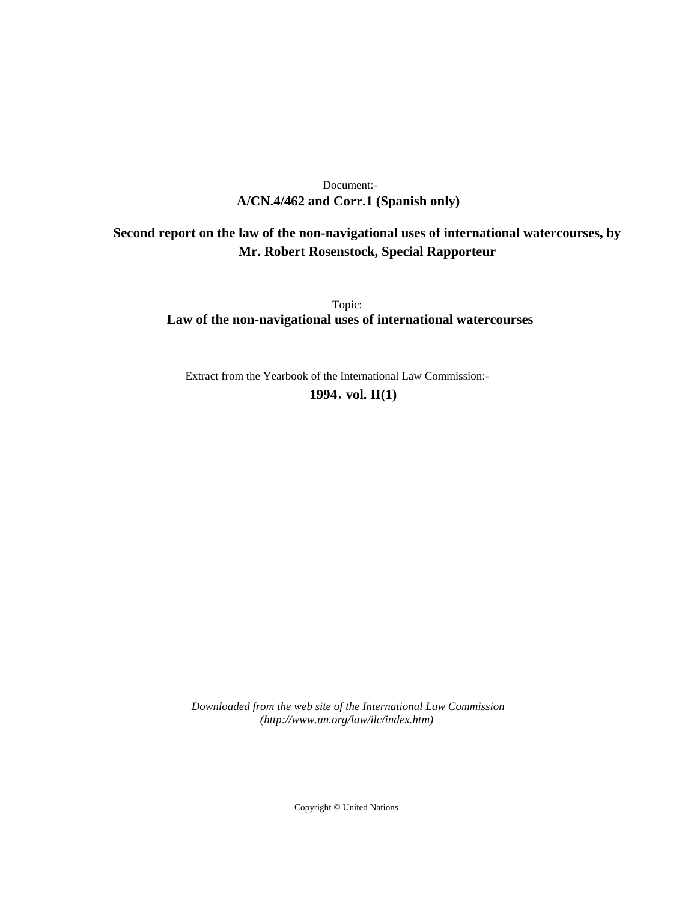Document:-
**A/CN.4/462 and Corr.1 (Spanish only)**

**Second report on the law of the non-navigational uses of international watercourses, by Mr. Robert Rosenstock, Special Rapporteur**

Topic:
**Law of the non-navigational uses of international watercourses**

Extract from the Yearbook of the International Law Commission:-
**1994, vol. II(1)**

*Downloaded from the web site of the International Law Commission (http://www.un.org/law/ilc/index.htm)*

Copyright © United Nations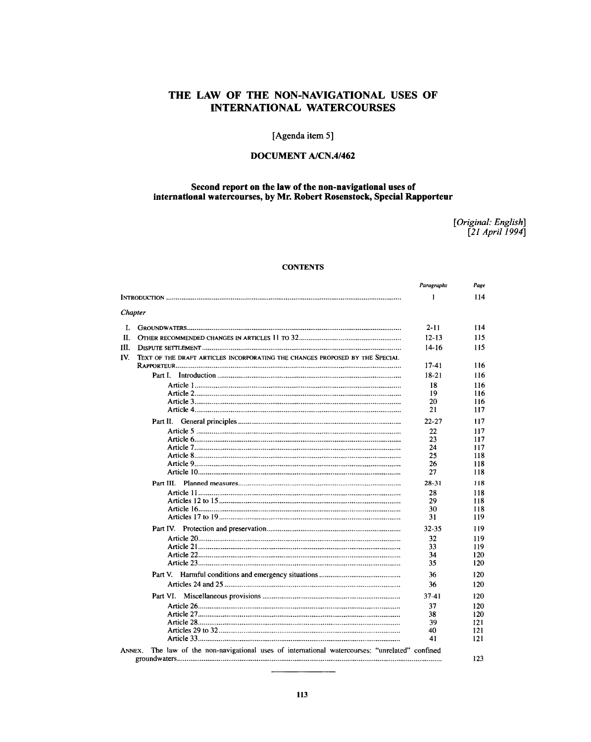# THE LAW OF THE NON-NAVIGATIONAL USES OF INTERNATIONAL WATERCOURSES

[Agenda item 5]

## DOCUMENT A/CN.4/462

### Second report on the law of the non-navigational uses of international watercourses, by Mr. Robert Rosenstock, Special Rapporteur

*[Original: English]*
*[21 April 1994]*

#### CONTENTS

| | *Paragraphs* | *Page* |
|---|---|---|
| INTRODUCTION | 1 | 114 |
| *Chapter* | | |
| I. GROUNDWATERS | 2-11 | 114 |
| II. OTHER RECOMMENDED CHANGES IN ARTICLES 11 TO 32 | 12-13 | 115 |
| III. DISPUTE SETTLEMENT | 14-16 | 115 |
| IV. TEXT OF THE DRAFT ARTICLES INCORPORATING THE CHANGES PROPOSED BY THE SPECIAL RAPPORTEUR | 17-41 | 116 |
| Part I. Introduction | 18-21 | 116 |
| Article 1 | 18 | 116 |
| Article 2 | 19 | 116 |
| Article 3 | 20 | 116 |
| Article 4 | 21 | 117 |
| Part II. General principles | 22-27 | 117 |
| Article 5 | 22 | 117 |
| Article 6 | 23 | 117 |
| Article 7 | 24 | 117 |
| Article 8 | 25 | 118 |
| Article 9 | 26 | 118 |
| Article 10 | 27 | 118 |
| Part III. Planned measures | 28-31 | 118 |
| Article 11 | 28 | 118 |
| Articles 12 to 15 | 29 | 118 |
| Article 16 | 30 | 118 |
| Articles 17 to 19 | 31 | 119 |
| Part IV. Protection and preservation | 32-35 | 119 |
| Article 20 | 32 | 119 |
| Article 21 | 33 | 119 |
| Article 22 | 34 | 120 |
| Article 23 | 35 | 120 |
| Part V. Harmful conditions and emergency situations | 36 | 120 |
| Articles 24 and 25 | 36 | 120 |
| Part VI. Miscellaneous provisions | 37-41 | 120 |
| Article 26 | 37 | 120 |
| Article 27 | 38 | 120 |
| Article 28 | 39 | 121 |
| Articles 29 to 32 | 40 | 121 |
| Article 33 | 41 | 121 |
| ANNEX. The law of the non-navigational uses of international watercourses: "unrelated" confined groundwaters | | 123 |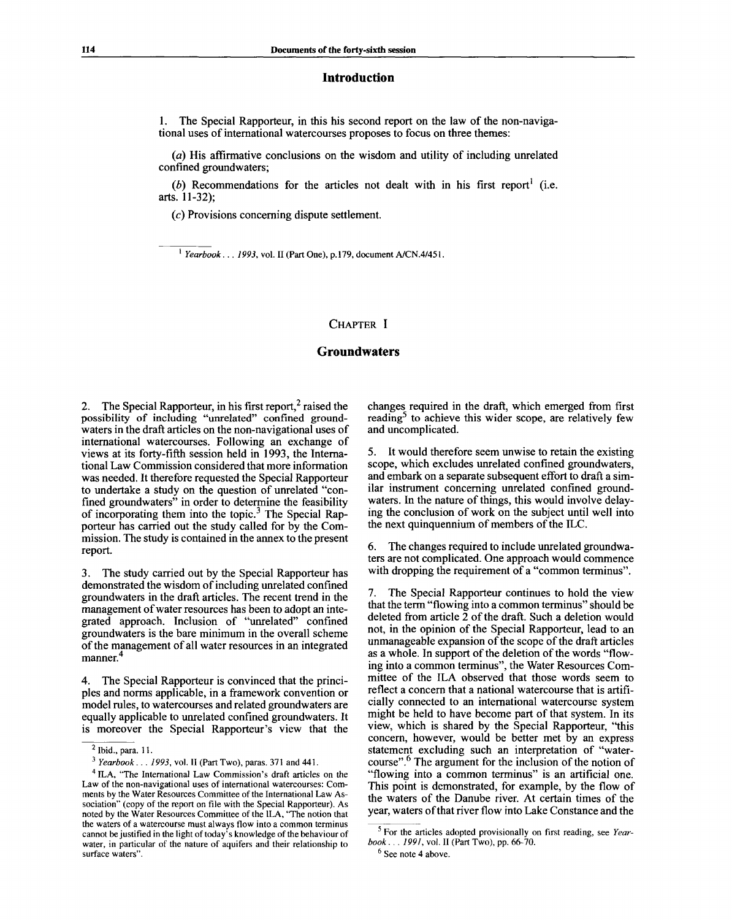## Introduction

1. The Special Rapporteur, in this his second report on the law of the non-navigational uses of international watercourses proposes to focus on three themes:

(*a*) His affirmative conclusions on the wisdom and utility of including unrelated confined groundwaters;

(*b*) Recommendations for the articles not dealt with in his first report[1] (i.e. arts. 11-32);

(*c*) Provisions concerning dispute settlement.

[1] *Yearbook . . . 1993*, vol. II (Part One), p.179, document A/CN.4/451.

# CHAPTER I

## Groundwaters

2. The Special Rapporteur, in his first report,[2] raised the possibility of including "unrelated" confined groundwaters in the draft articles on the non-navigational uses of international watercourses. Following an exchange of views at its forty-fifth session held in 1993, the International Law Commission considered that more information was needed. It therefore requested the Special Rapporteur to undertake a study on the question of unrelated "confined groundwaters" in order to determine the feasibility of incorporating them into the topic.[3] The Special Rapporteur has carried out the study called for by the Commission. The study is contained in the annex to the present report.

3. The study carried out by the Special Rapporteur has demonstrated the wisdom of including unrelated confined groundwaters in the draft articles. The recent trend in the management of water resources has been to adopt an integrated approach. Inclusion of "unrelated" confined groundwaters is the bare minimum in the overall scheme of the management of all water resources in an integrated manner.[4]

4. The Special Rapporteur is convinced that the principles and norms applicable, in a framework convention or model rules, to watercourses and related groundwaters are equally applicable to unrelated confined groundwaters. It is moreover the Special Rapporteur's view that the changes required in the draft, which emerged from first reading[5] to achieve this wider scope, are relatively few and uncomplicated.

5. It would therefore seem unwise to retain the existing scope, which excludes unrelated confined groundwaters, and embark on a separate subsequent effort to draft a similar instrument concerning unrelated confined groundwaters. In the nature of things, this would involve delaying the conclusion of work on the subject until well into the next quinquennium of members of the ILC.

6. The changes required to include unrelated groundwaters are not complicated. One approach would commence with dropping the requirement of a "common terminus".

7. The Special Rapporteur continues to hold the view that the term "flowing into a common terminus" should be deleted from article 2 of the draft. Such a deletion would not, in the opinion of the Special Rapporteur, lead to an unmanageable expansion of the scope of the draft articles as a whole. In support of the deletion of the words "flowing into a common terminus", the Water Resources Committee of the ILA observed that those words seem to reflect a concern that a national watercourse that is artificially connected to an international watercourse system might be held to have become part of that system. In its view, which is shared by the Special Rapporteur, "this concern, however, would be better met by an express statement excluding such an interpretation of "watercourse".[6] The argument for the inclusion of the notion of "flowing into a common terminus" is an artificial one. This point is demonstrated, for example, by the flow of the waters of the Danube river. At certain times of the year, waters of that river flow into Lake Constance and the

[2] Ibid., para. 11.

[3] *Yearbook . . . 1993*, vol. II (Part Two), paras. 371 and 441.

[4] ILA, "The International Law Commission's draft articles on the Law of the non-navigational uses of international watercourses: Comments by the Water Resources Committee of the International Law Association" (copy of the report on file with the Special Rapporteur). As noted by the Water Resources Committee of the ILA, "The notion that the waters of a watercourse must always flow into a common terminus cannot be justified in the light of today's knowledge of the behaviour of water, in particular of the nature of aquifers and their relationship to surface waters".

[5] For the articles adopted provisionally on first reading, see *Yearbook . . . 1991*, vol. II (Part Two), pp. 66-70.

[6] See note 4 above.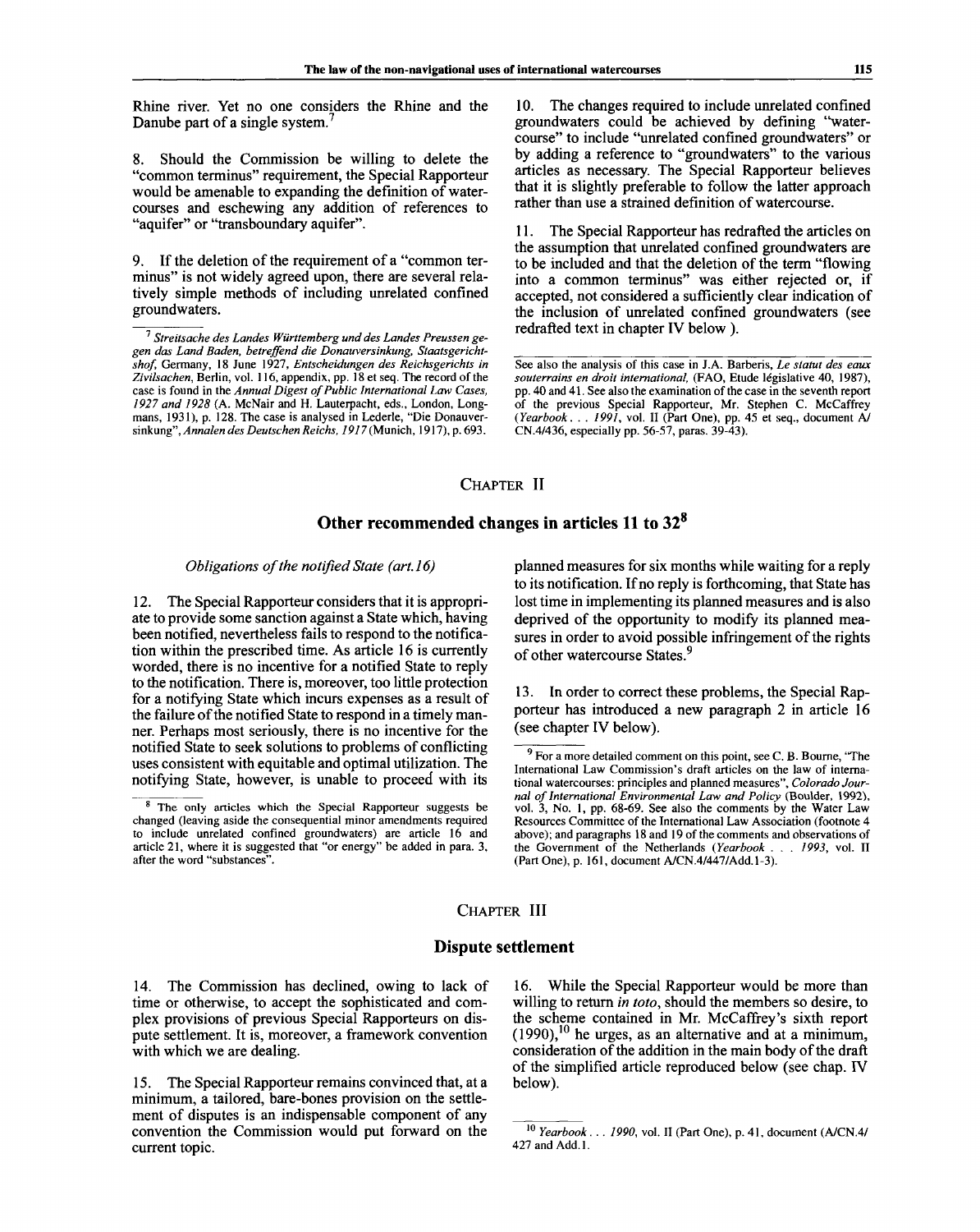Rhine river. Yet no one considers the Rhine and the Danube part of a single system.[7]

8. Should the Commission be willing to delete the "common terminus" requirement, the Special Rapporteur would be amenable to expanding the definition of watercourses and eschewing any addition of references to "aquifer" or "transboundary aquifer".

9. If the deletion of the requirement of a "common terminus" is not widely agreed upon, there are several relatively simple methods of including unrelated confined groundwaters.

10. The changes required to include unrelated confined groundwaters could be achieved by defining "watercourse" to include "unrelated confined groundwaters" or by adding a reference to "groundwaters" to the various articles as necessary. The Special Rapporteur believes that it is slightly preferable to follow the latter approach rather than use a strained definition of watercourse.

11. The Special Rapporteur has redrafted the articles on the assumption that unrelated confined groundwaters are to be included and that the deletion of the term "flowing into a common terminus" was either rejected or, if accepted, not considered a sufficiently clear indication of the inclusion of unrelated confined groundwaters (see redrafted text in chapter IV below).

---

[7] *Streitsache des Landes Württemberg und des Landes Preussen gegen das Land Baden, betreffend die Donauversinkung, Staatsgerichtshof*, Germany, 18 June 1927, *Entscheidungen des Reichsgerichts in Zivilsachen*, Berlin, vol. 116, appendix, pp. 18 et seq. The record of the case is found in the *Annual Digest of Public International Law Cases, 1927 and 1928* (A. McNair and H. Lauterpacht, eds., London, Longmans, 1931), p. 128. The case is analysed in Lederle, "Die Donauversinkung", *Annalen des Deutschen Reichs, 1917* (Munich, 1917), p. 693. See also the analysis of this case in J.A. Barberis, *Le statut des eaux souterrains en droit international*, (FAO, Etude législative 40, 1987), pp. 40 and 41. See also the examination of the case in the seventh report of the previous Special Rapporteur, Mr. Stephen C. McCaffrey (*Yearbook . . . 1991*, vol. II (Part One), pp. 45 et seq., document A/CN.4/436, especially pp. 56-57, paras. 39-43).

## CHAPTER II

## Other recommended changes in articles 11 to 32[8]

### *Obligations of the notified State (art. 16)*

12. The Special Rapporteur considers that it is appropriate to provide some sanction against a State which, having been notified, nevertheless fails to respond to the notification within the prescribed time. As article 16 is currently worded, there is no incentive for a notified State to reply to the notification. There is, moreover, too little protection for a notifying State which incurs expenses as a result of the failure of the notified State to respond in a timely manner. Perhaps most seriously, there is no incentive for the notified State to seek solutions to problems of conflicting uses consistent with equitable and optimal utilization. The notifying State, however, is unable to proceed with its planned measures for six months while waiting for a reply to its notification. If no reply is forthcoming, that State has lost time in implementing its planned measures and is also deprived of the opportunity to modify its planned measures in order to avoid possible infringement of the rights of other watercourse States.[9]

13. In order to correct these problems, the Special Rapporteur has introduced a new paragraph 2 in article 16 (see chapter IV below).

---

[8] The only articles which the Special Rapporteur suggests be changed (leaving aside the consequential minor amendments required to include unrelated confined groundwaters) are article 16 and article 21, where it is suggested that "or energy" be added in para. 3, after the word "substances".

[9] For a more detailed comment on this point, see C. B. Bourne, "The International Law Commission's draft articles on the law of international watercourses: principles and planned measures", *Colorado Journal of International Environmental Law and Policy* (Boulder, 1992), vol. 3, No. 1, pp. 68-69. See also the comments by the Water Law Resources Committee of the International Law Association (footnote 4 above); and paragraphs 18 and 19 of the comments and observations of the Government of the Netherlands (*Yearbook . . . 1993*, vol. II (Part One), p. 161, document A/CN.4/447/Add.1-3).

## CHAPTER III

## Dispute settlement

14. The Commission has declined, owing to lack of time or otherwise, to accept the sophisticated and complex provisions of previous Special Rapporteurs on dispute settlement. It is, moreover, a framework convention with which we are dealing.

15. The Special Rapporteur remains convinced that, at a minimum, a tailored, bare-bones provision on the settlement of disputes is an indispensable component of any convention the Commission would put forward on the current topic.

16. While the Special Rapporteur would be more than willing to return *in toto*, should the members so desire, to the scheme contained in Mr. McCaffrey's sixth report (1990),[10] he urges, as an alternative and at a minimum, consideration of the addition in the main body of the draft of the simplified article reproduced below (see chap. IV below).

---

[10] *Yearbook . . . 1990*, vol. II (Part One), p. 41, document (A/CN.4/427 and Add.1.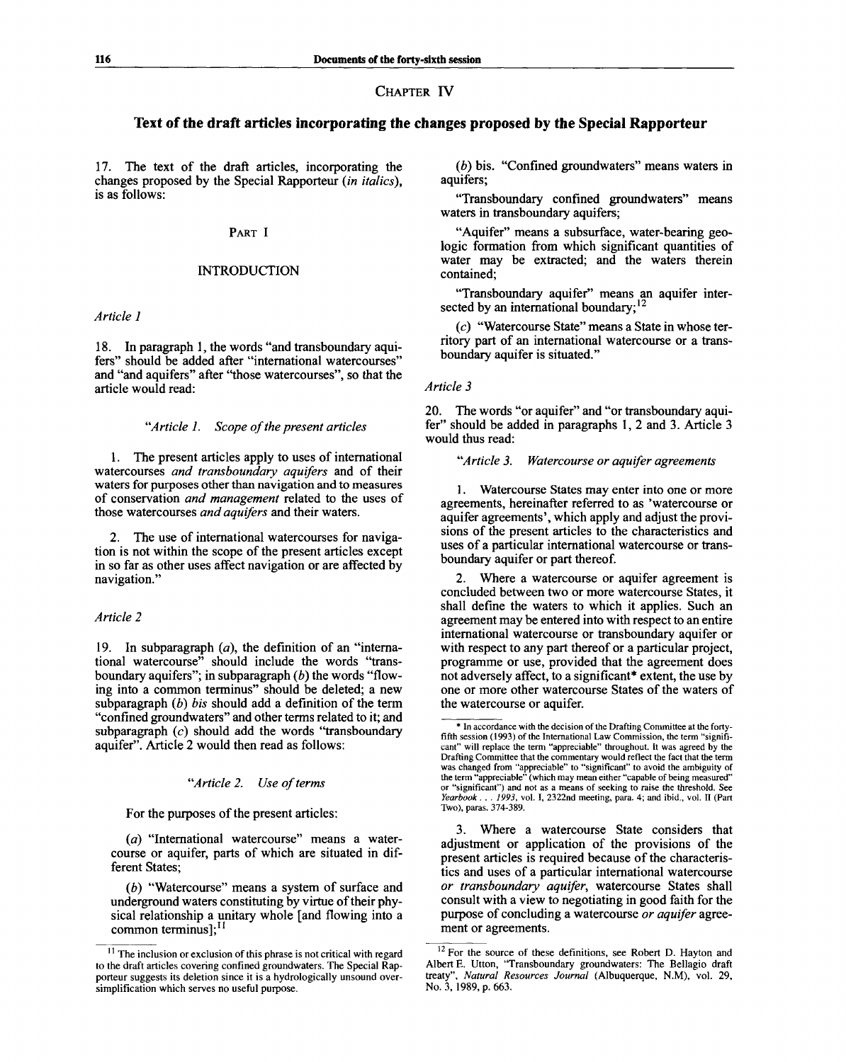## CHAPTER IV

## Text of the draft articles incorporating the changes proposed by the Special Rapporteur

17. The text of the draft articles, incorporating the changes proposed by the Special Rapporteur (*in italics*), is as follows:

### PART I

### INTRODUCTION

*Article 1*

18. In paragraph 1, the words "and transboundary aquifers" should be added after "international watercourses" and "and aquifers" after "those watercourses", so that the article would read:

*"Article 1. Scope of the present articles*

1. The present articles apply to uses of international watercourses *and transboundary aquifers* and of their waters for purposes other than navigation and to measures of conservation *and management* related to the uses of those watercourses *and aquifers* and their waters.

2. The use of international watercourses for navigation is not within the scope of the present articles except in so far as other uses affect navigation or are affected by navigation."

*Article 2*

19. In subparagraph (*a*), the definition of an "international watercourse" should include the words "transboundary aquifers"; in subparagraph (*b*) the words "flowing into a common terminus" should be deleted; a new subparagraph (*b*) *bis* should add a definition of the term "confined groundwaters" and other terms related to it; and subparagraph (*c*) should add the words "transboundary aquifer". Article 2 would then read as follows:

*"Article 2. Use of terms*

For the purposes of the present articles:

(*a*) "International watercourse" means a watercourse or aquifer, parts of which are situated in different States;

(*b*) "Watercourse" means a system of surface and underground waters constituting by virtue of their physical relationship a unitary whole [and flowing into a common terminus];[11]

(*b*) bis. "Confined groundwaters" means waters in aquifers;

"Transboundary confined groundwaters" means waters in transboundary aquifers;

"Aquifer" means a subsurface, water-bearing geologic formation from which significant quantities of water may be extracted; and the waters therein contained;

"Transboundary aquifer" means an aquifer intersected by an international boundary;[12]

(*c*) "Watercourse State" means a State in whose territory part of an international watercourse or a transboundary aquifer is situated."

*Article 3*

20. The words "or aquifer" and "or transboundary aquifer" should be added in paragraphs 1, 2 and 3. Article 3 would thus read:

*"Article 3. Watercourse or aquifer agreements*

1. Watercourse States may enter into one or more agreements, hereinafter referred to as 'watercourse or aquifer agreements', which apply and adjust the provisions of the present articles to the characteristics and uses of a particular international watercourse or transboundary aquifer or part thereof.

2. Where a watercourse or aquifer agreement is concluded between two or more watercourse States, it shall define the waters to which it applies. Such an agreement may be entered into with respect to an entire international watercourse or transboundary aquifer or with respect to any part thereof or a particular project, programme or use, provided that the agreement does not adversely affect, to a significant* extent, the use by one or more other watercourse States of the waters of the watercourse or aquifer.

3. Where a watercourse State considers that adjustment or application of the provisions of the present articles is required because of the characteristics and uses of a particular international watercourse *or transboundary aquifer*, watercourse States shall consult with a view to negotiating in good faith for the purpose of concluding a watercourse *or aquifer* agreement or agreements.

---

[11] The inclusion or exclusion of this phrase is not critical with regard to the draft articles covering confined groundwaters. The Special Rapporteur suggests its deletion since it is a hydrologically unsound oversimplification which serves no useful purpose.

[12] For the source of these definitions, see Robert D. Hayton and Albert E. Utton, "Transboundary groundwaters: The Bellagio draft treaty", *Natural Resources Journal* (Albuquerque, N.M), vol. 29, No. 3, 1989, p. 663.

* In accordance with the decision of the Drafting Committee at the forty-fifth session (1993) of the International Law Commission, the term "significant" will replace the term "appreciable" throughout. It was agreed by the Drafting Committee that the commentary would reflect the fact that the term was changed from "appreciable" to "significant" to avoid the ambiguity of the term "appreciable" (which may mean either "capable of being measured" or "significant") and not as a means of seeking to raise the threshold. See *Yearbook . . . 1993*, vol. I, 2322nd meeting, para. 4; and ibid., vol. II (Part Two), paras. 374-389.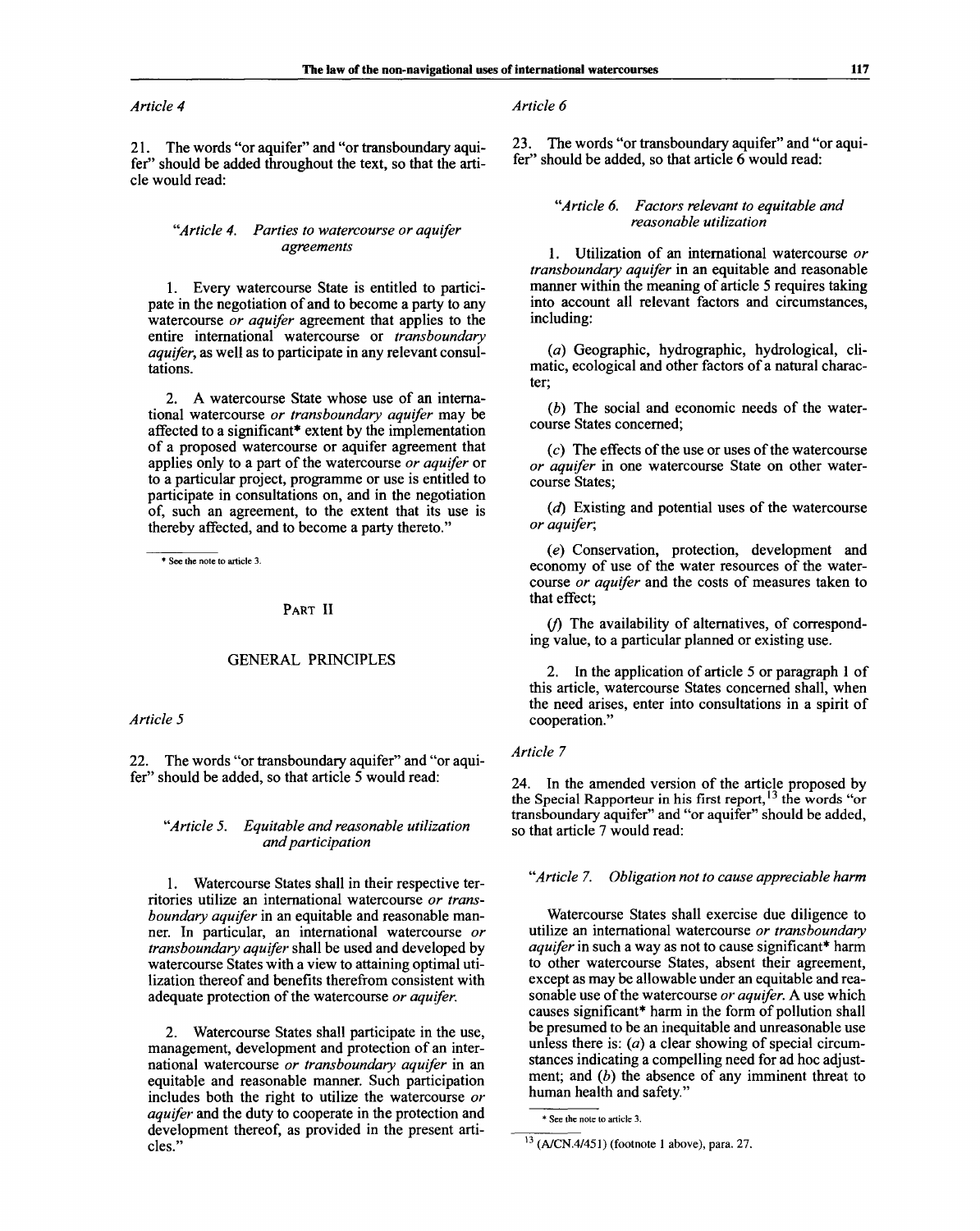*Article 4*

21. The words "or aquifer" and "or transboundary aquifer" should be added throughout the text, so that the article would read:

> *"Article 4. Parties to watercourse or aquifer agreements*
>
> 1. Every watercourse State is entitled to participate in the negotiation of and to become a party to any watercourse *or aquifer* agreement that applies to the entire international watercourse or *transboundary aquifer*, as well as to participate in any relevant consultations.
>
> 2. A watercourse State whose use of an international watercourse *or transboundary aquifer* may be affected to a significant* extent by the implementation of a proposed watercourse or aquifer agreement that applies only to a part of the watercourse *or aquifer* or to a particular project, programme or use is entitled to participate in consultations on, and in the negotiation of, such an agreement, to the extent that its use is thereby affected, and to become a party thereto."

\* See the note to article 3.

## PART II

## GENERAL PRINCIPLES

*Article 5*

22. The words "or transboundary aquifer" and "or aquifer" should be added, so that article 5 would read:

> *"Article 5. Equitable and reasonable utilization and participation*
>
> 1. Watercourse States shall in their respective territories utilize an international watercourse *or transboundary aquifer* in an equitable and reasonable manner. In particular, an international watercourse *or transboundary aquifer* shall be used and developed by watercourse States with a view to attaining optimal utilization thereof and benefits therefrom consistent with adequate protection of the watercourse *or aquifer*.
>
> 2. Watercourse States shall participate in the use, management, development and protection of an international watercourse *or transboundary aquifer* in an equitable and reasonable manner. Such participation includes both the right to utilize the watercourse *or aquifer* and the duty to cooperate in the protection and development thereof, as provided in the present articles."

*Article 6*

23. The words "or transboundary aquifer" and "or aquifer" should be added, so that article 6 would read:

> *"Article 6. Factors relevant to equitable and reasonable utilization*
>
> 1. Utilization of an international watercourse *or transboundary aquifer* in an equitable and reasonable manner within the meaning of article 5 requires taking into account all relevant factors and circumstances, including:
>
> (*a*) Geographic, hydrographic, hydrological, climatic, ecological and other factors of a natural character;
>
> (*b*) The social and economic needs of the watercourse States concerned;
>
> (*c*) The effects of the use or uses of the watercourse *or aquifer* in one watercourse State on other watercourse States;
>
> (*d*) Existing and potential uses of the watercourse *or aquifer*;
>
> (*e*) Conservation, protection, development and economy of use of the water resources of the watercourse *or aquifer* and the costs of measures taken to that effect;
>
> (*f*) The availability of alternatives, of corresponding value, to a particular planned or existing use.
>
> 2. In the application of article 5 or paragraph 1 of this article, watercourse States concerned shall, when the need arises, enter into consultations in a spirit of cooperation."

*Article 7*

24. In the amended version of the article proposed by the Special Rapporteur in his first report,[13] the words "or transboundary aquifer" and "or aquifer" should be added, so that article 7 would read:

> *"Article 7. Obligation not to cause appreciable harm*
>
> Watercourse States shall exercise due diligence to utilize an international watercourse *or transboundary aquifer* in such a way as not to cause significant* harm to other watercourse States, absent their agreement, except as may be allowable under an equitable and reasonable use of the watercourse *or aquifer*. A use which causes significant* harm in the form of pollution shall be presumed to be an inequitable and unreasonable use unless there is: (*a*) a clear showing of special circumstances indicating a compelling need for ad hoc adjustment; and (*b*) the absence of any imminent threat to human health and safety."

\* See the note to article 3.

[13] (A/CN.4/451) (footnote 1 above), para. 27.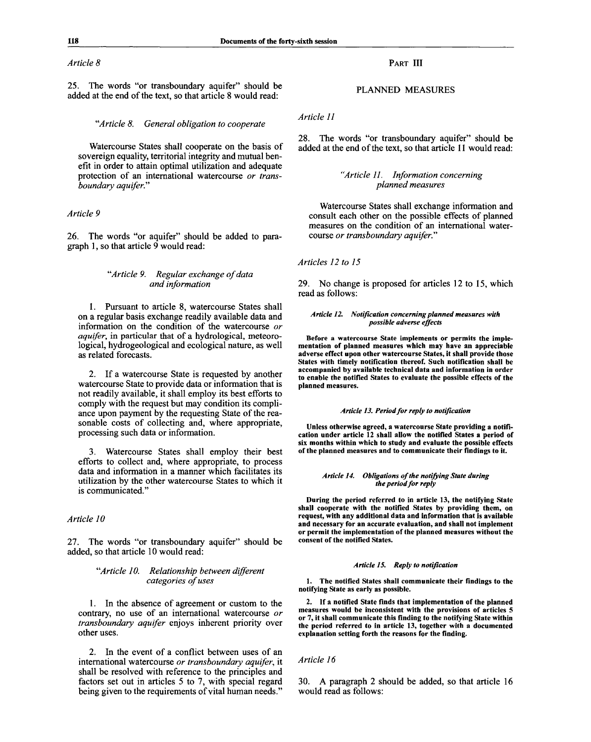*Article 8*

25. The words "or transboundary aquifer" should be added at the end of the text, so that article 8 would read:

> *"Article 8. General obligation to cooperate*
>
> Watercourse States shall cooperate on the basis of sovereign equality, territorial integrity and mutual benefit in order to attain optimal utilization and adequate protection of an international watercourse *or transboundary aquifer.*"

*Article 9*

26. The words "or aquifer" should be added to paragraph 1, so that article 9 would read:

> *"Article 9. Regular exchange of data and information*
>
> 1. Pursuant to article 8, watercourse States shall on a regular basis exchange readily available data and information on the condition of the watercourse *or aquifer*, in particular that of a hydrological, meteorological, hydrogeological and ecological nature, as well as related forecasts.
>
> 2. If a watercourse State is requested by another watercourse State to provide data or information that is not readily available, it shall employ its best efforts to comply with the request but may condition its compliance upon payment by the requesting State of the reasonable costs of collecting and, where appropriate, processing such data or information.
>
> 3. Watercourse States shall employ their best efforts to collect and, where appropriate, to process data and information in a manner which facilitates its utilization by the other watercourse States to which it is communicated."

*Article 10*

27. The words "or transboundary aquifer" should be added, so that article 10 would read:

> *"Article 10. Relationship between different categories of uses*
>
> 1. In the absence of agreement or custom to the contrary, no use of an international watercourse *or transboundary aquifer* enjoys inherent priority over other uses.
>
> 2. In the event of a conflict between uses of an international watercourse *or transboundary aquifer*, it shall be resolved with reference to the principles and factors set out in articles 5 to 7, with special regard being given to the requirements of vital human needs."

## PART III

## PLANNED MEASURES

*Article 11*

28. The words "or transboundary aquifer" should be added at the end of the text, so that article 11 would read:

> *"Article 11. Information concerning planned measures*
>
> Watercourse States shall exchange information and consult each other on the possible effects of planned measures on the condition of an international watercourse *or transboundary aquifer.*"

*Articles 12 to 15*

29. No change is proposed for articles 12 to 15, which read as follows:

> ***Article 12. Notification concerning planned measures with possible adverse effects***
>
> **Before a watercourse State implements or permits the implementation of planned measures which may have an appreciable adverse effect upon other watercourse States, it shall provide those States with timely notification thereof. Such notification shall be accompanied by available technical data and information in order to enable the notified States to evaluate the possible effects of the planned measures.**
>
> ***Article 13. Period for reply to notification***
>
> **Unless otherwise agreed, a watercourse State providing a notification under article 12 shall allow the notified States a period of six months within which to study and evaluate the possible effects of the planned measures and to communicate their findings to it.**
>
> ***Article 14. Obligations of the notifying State during the period for reply***
>
> **During the period referred to in article 13, the notifying State shall cooperate with the notified States by providing them, on request, with any additional data and information that is available and necessary for an accurate evaluation, and shall not implement or permit the implementation of the planned measures without the consent of the notified States.**
>
> ***Article 15. Reply to notification***
>
> **1. The notified States shall communicate their findings to the notifying State as early as possible.**
>
> **2. If a notified State finds that implementation of the planned measures would be inconsistent with the provisions of articles 5 or 7, it shall communicate this finding to the notifying State within the period referred to in article 13, together with a documented explanation setting forth the reasons for the finding.**

*Article 16*

30. A paragraph 2 should be added, so that article 16 would read as follows: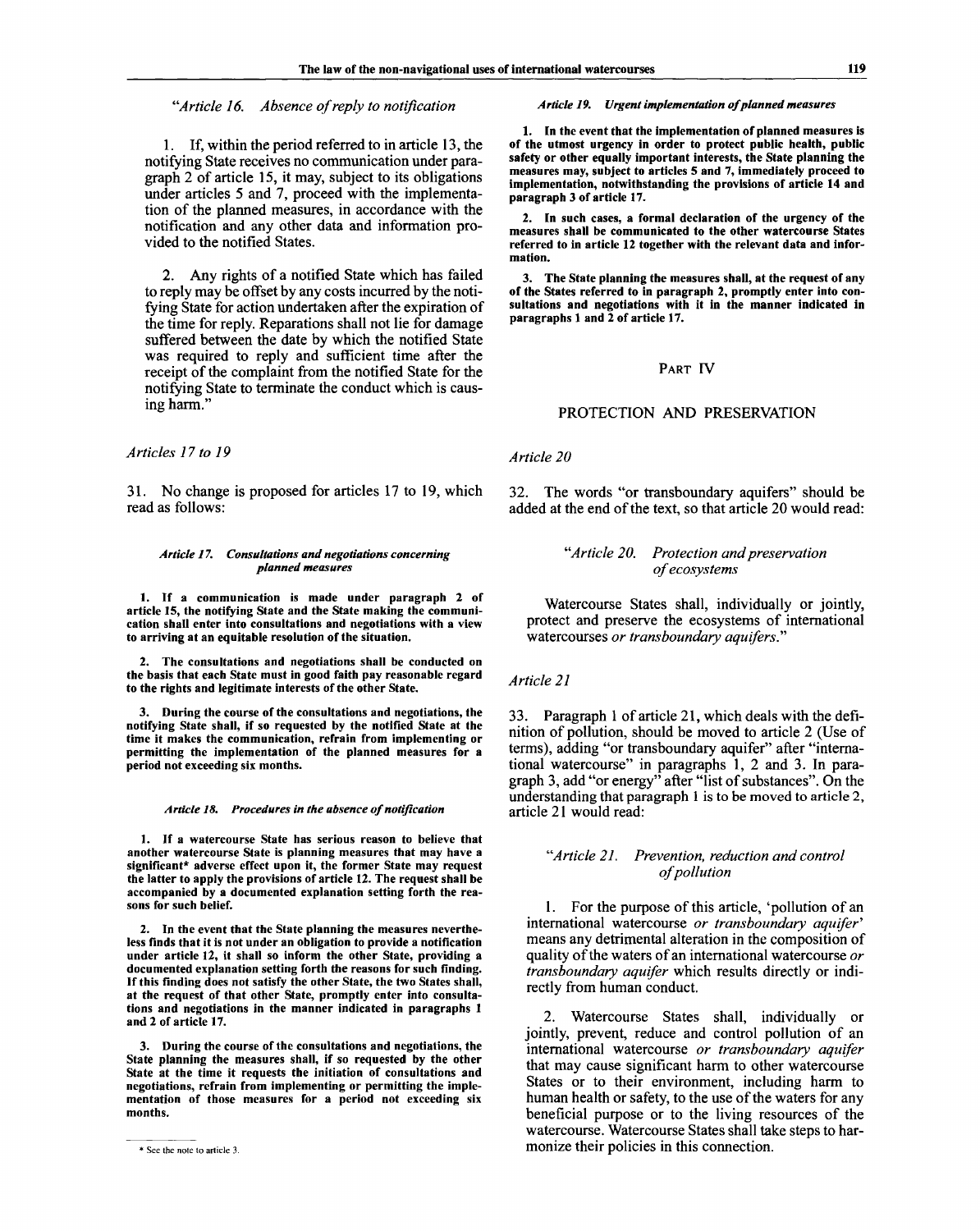*"Article 16. Absence of reply to notification*

1. If, within the period referred to in article 13, the notifying State receives no communication under paragraph 2 of article 15, it may, subject to its obligations under articles 5 and 7, proceed with the implementation of the planned measures, in accordance with the notification and any other data and information provided to the notified States.

2. Any rights of a notified State which has failed to reply may be offset by any costs incurred by the notifying State for action undertaken after the expiration of the time for reply. Reparations shall not lie for damage suffered between the date by which the notified State was required to reply and sufficient time after the receipt of the complaint from the notified State for the notifying State to terminate the conduct which is causing harm."

*Articles 17 to 19*

31. No change is proposed for articles 17 to 19, which read as follows:

***Article 17. Consultations and negotiations concerning planned measures***

**1. If a communication is made under paragraph 2 of article 15, the notifying State and the State making the communication shall enter into consultations and negotiations with a view to arriving at an equitable resolution of the situation.**

**2. The consultations and negotiations shall be conducted on the basis that each State must in good faith pay reasonable regard to the rights and legitimate interests of the other State.**

**3. During the course of the consultations and negotiations, the notifying State shall, if so requested by the notified State at the time it makes the communication, refrain from implementing or permitting the implementation of the planned measures for a period not exceeding six months.**

***Article 18. Procedures in the absence of notification***

**1. If a watercourse State has serious reason to believe that another watercourse State is planning measures that may have a significant\* adverse effect upon it, the former State may request the latter to apply the provisions of article 12. The request shall be accompanied by a documented explanation setting forth the reasons for such belief.**

**2. In the event that the State planning the measures nevertheless finds that it is not under an obligation to provide a notification under article 12, it shall so inform the other State, providing a documented explanation setting forth the reasons for such finding. If this finding does not satisfy the other State, the two States shall, at the request of that other State, promptly enter into consultations and negotiations in the manner indicated in paragraphs 1 and 2 of article 17.**

**3. During the course of the consultations and negotiations, the State planning the measures shall, if so requested by the other State at the time it requests the initiation of consultations and negotiations, refrain from implementing or permitting the implementation of those measures for a period not exceeding six months.**

***Article 19. Urgent implementation of planned measures***

**1. In the event that the implementation of planned measures is of the utmost urgency in order to protect public health, public safety or other equally important interests, the State planning the measures may, subject to articles 5 and 7, immediately proceed to implementation, notwithstanding the provisions of article 14 and paragraph 3 of article 17.**

**2. In such cases, a formal declaration of the urgency of the measures shall be communicated to the other watercourse States referred to in article 12 together with the relevant data and information.**

**3. The State planning the measures shall, at the request of any of the States referred to in paragraph 2, promptly enter into consultations and negotiations with it in the manner indicated in paragraphs 1 and 2 of article 17.**

## PART IV

## PROTECTION AND PRESERVATION

*Article 20*

32. The words "or transboundary aquifers" should be added at the end of the text, so that article 20 would read:

*"Article 20. Protection and preservation of ecosystems*

Watercourse States shall, individually or jointly, protect and preserve the ecosystems of international watercourses *or transboundary aquifers.*"

*Article 21*

33. Paragraph 1 of article 21, which deals with the definition of pollution, should be moved to article 2 (Use of terms), adding "or transboundary aquifer" after "international watercourse" in paragraphs 1, 2 and 3. In paragraph 3, add "or energy" after "list of substances". On the understanding that paragraph 1 is to be moved to article 2, article 21 would read:

*"Article 21. Prevention, reduction and control of pollution*

1. For the purpose of this article, 'pollution of an international watercourse *or transboundary aquifer'* means any detrimental alteration in the composition of quality of the waters of an international watercourse *or transboundary aquifer* which results directly or indirectly from human conduct.

2. Watercourse States shall, individually or jointly, prevent, reduce and control pollution of an international watercourse *or transboundary aquifer* that may cause significant harm to other watercourse States or to their environment, including harm to human health or safety, to the use of the waters for any beneficial purpose or to the living resources of the watercourse. Watercourse States shall take steps to harmonize their policies in this connection.

\* See the note to article 3.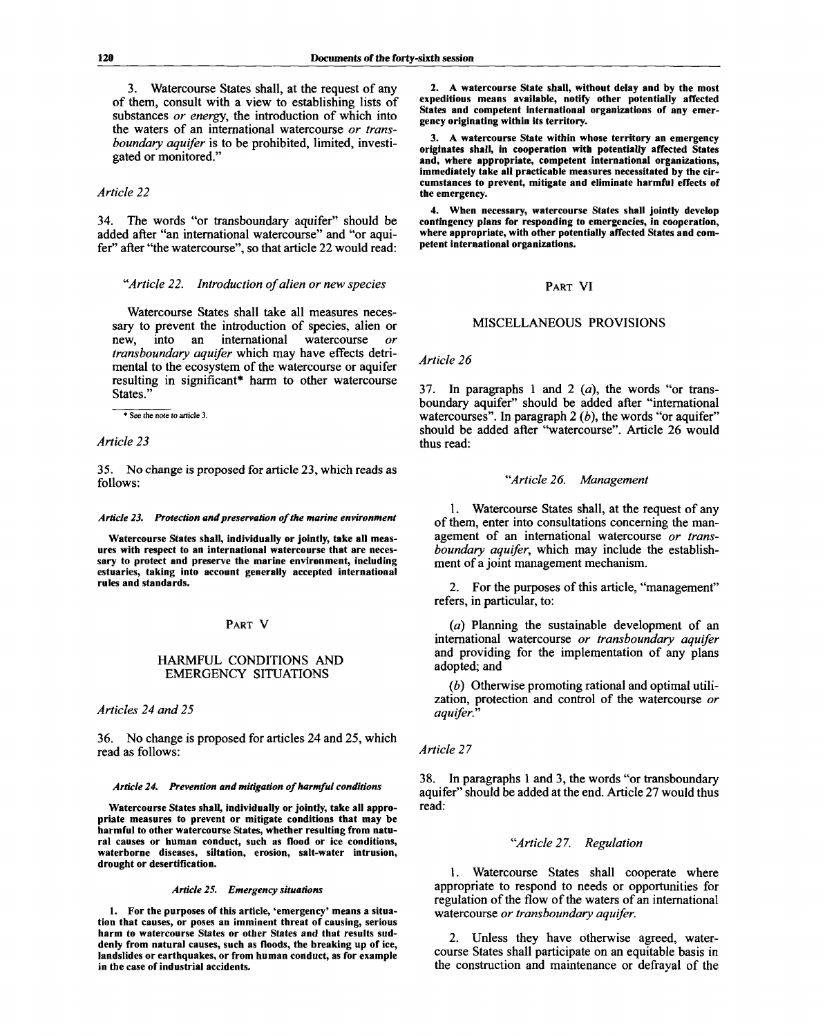3. Watercourse States shall, at the request of any of them, consult with a view to establishing lists of substances *or energy*, the introduction of which into the waters of an international watercourse *or transboundary aquifer* is to be prohibited, limited, investigated or monitored."

*Article 22*

34. The words "or transboundary aquifer" should be added after "an international watercourse" and "or aquifer" after "the watercourse", so that article 22 would read:

*"Article 22. Introduction of alien or new species*

Watercourse States shall take all measures necessary to prevent the introduction of species, alien or new, into an international watercourse *or transboundary aquifer* which may have effects detrimental to the ecosystem of the watercourse or aquifer resulting in significant* harm to other watercourse States."

\* See the note to article 3.

*Article 23*

35. No change is proposed for article 23, which reads as follows:

***Article 23. Protection and preservation of the marine environment***

**Watercourse States shall, individually or jointly, take all measures with respect to an international watercourse that are necessary to protect and preserve the marine environment, including estuaries, taking into account generally accepted international rules and standards.**

## PART V

## HARMFUL CONDITIONS AND EMERGENCY SITUATIONS

*Articles 24 and 25*

36. No change is proposed for articles 24 and 25, which read as follows:

***Article 24. Prevention and mitigation of harmful conditions***

**Watercourse States shall, individually or jointly, take all appropriate measures to prevent or mitigate conditions that may be harmful to other watercourse States, whether resulting from natural causes or human conduct, such as flood or ice conditions, waterborne diseases, siltation, erosion, salt-water intrusion, drought or desertification.**

***Article 25. Emergency situations***

**1. For the purposes of this article, 'emergency' means a situation that causes, or poses an imminent threat of causing, serious harm to watercourse States or other States and that results suddenly from natural causes, such as floods, the breaking up of ice, landslides or earthquakes, or from human conduct, as for example in the case of industrial accidents.**

**2. A watercourse State shall, without delay and by the most expeditious means available, notify other potentially affected States and competent international organizations of any emergency originating within its territory.**

**3. A watercourse State within whose territory an emergency originates shall, in cooperation with potentially affected States and, where appropriate, competent international organizations, immediately take all practicable measures necessitated by the circumstances to prevent, mitigate and eliminate harmful effects of the emergency.**

**4. When necessary, watercourse States shall jointly develop contingency plans for responding to emergencies, in cooperation, where appropriate, with other potentially affected States and competent international organizations.**

## PART VI

## MISCELLANEOUS PROVISIONS

*Article 26*

37. In paragraphs 1 and 2 (*a*), the words "or transboundary aquifer" should be added after "international watercourses". In paragraph 2 (*b*), the words "or aquifer" should be added after "watercourse". Article 26 would thus read:

*"Article 26. Management*

1. Watercourse States shall, at the request of any of them, enter into consultations concerning the management of an international watercourse *or transboundary aquifer*, which may include the establishment of a joint management mechanism.

2. For the purposes of this article, "management" refers, in particular, to:

(*a*) Planning the sustainable development of an international watercourse *or transboundary aquifer* and providing for the implementation of any plans adopted; and

(*b*) Otherwise promoting rational and optimal utilization, protection and control of the watercourse *or aquifer*."

*Article 27*

38. In paragraphs 1 and 3, the words "or transboundary aquifer" should be added at the end. Article 27 would thus read:

*"Article 27. Regulation*

1. Watercourse States shall cooperate where appropriate to respond to needs or opportunities for regulation of the flow of the waters of an international watercourse *or transboundary aquifer*.

2. Unless they have otherwise agreed, watercourse States shall participate on an equitable basis in the construction and maintenance or defrayal of the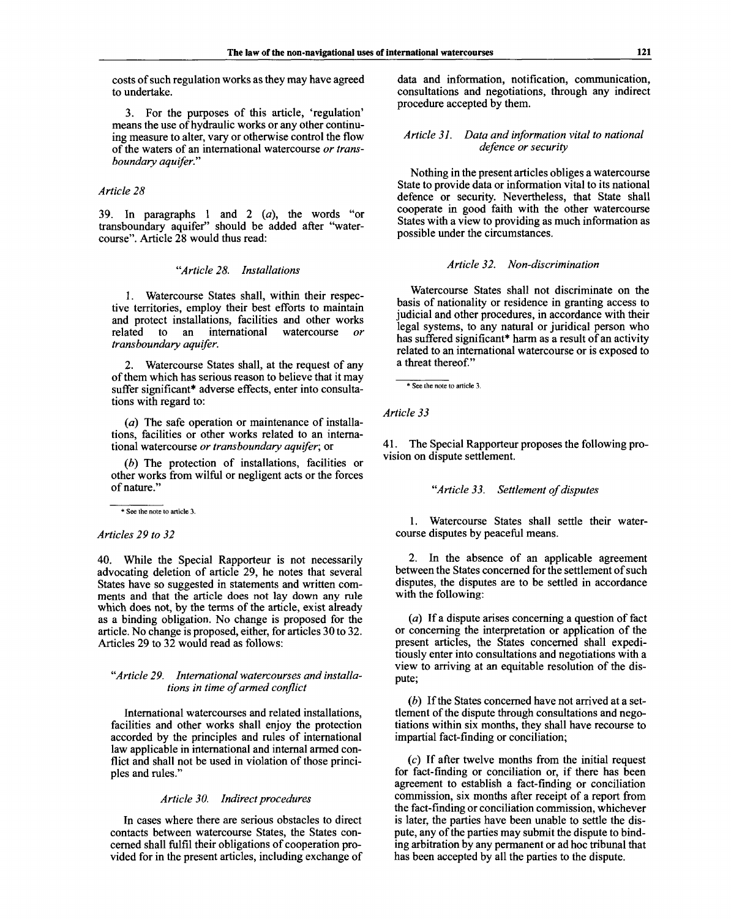costs of such regulation works as they may have agreed to undertake.

3. For the purposes of this article, 'regulation' means the use of hydraulic works or any other continuing measure to alter, vary or otherwise control the flow of the waters of an international watercourse *or transboundary aquifer*."

*Article 28*

39. In paragraphs 1 and 2 (*a*), the words "or transboundary aquifer" should be added after "watercourse". Article 28 would thus read:

"*Article 28. Installations*

1. Watercourse States shall, within their respective territories, employ their best efforts to maintain and protect installations, facilities and other works related to an international watercourse *or transboundary aquifer*.

2. Watercourse States shall, at the request of any of them which has serious reason to believe that it may suffer significant* adverse effects, enter into consultations with regard to:

(*a*) The safe operation or maintenance of installations, facilities or other works related to an international watercourse *or transboundary aquifer*; or

(*b*) The protection of installations, facilities or other works from wilful or negligent acts or the forces of nature."

\* See the note to article 3.

*Articles 29 to 32*

40. While the Special Rapporteur is not necessarily advocating deletion of article 29, he notes that several States have so suggested in statements and written comments and that the article does not lay down any rule which does not, by the terms of the article, exist already as a binding obligation. No change is proposed for the article. No change is proposed, either, for articles 30 to 32. Articles 29 to 32 would read as follows:

"*Article 29. International watercourses and installations in time of armed conflict*

International watercourses and related installations, facilities and other works shall enjoy the protection accorded by the principles and rules of international law applicable in international and internal armed conflict and shall not be used in violation of those principles and rules."

*Article 30. Indirect procedures*

In cases where there are serious obstacles to direct contacts between watercourse States, the States concerned shall fulfil their obligations of cooperation provided for in the present articles, including exchange of data and information, notification, communication, consultations and negotiations, through any indirect procedure accepted by them.

*Article 31. Data and information vital to national defence or security*

Nothing in the present articles obliges a watercourse State to provide data or information vital to its national defence or security. Nevertheless, that State shall cooperate in good faith with the other watercourse States with a view to providing as much information as possible under the circumstances.

*Article 32. Non-discrimination*

Watercourse States shall not discriminate on the basis of nationality or residence in granting access to judicial and other procedures, in accordance with their legal systems, to any natural or juridical person who has suffered significant* harm as a result of an activity related to an international watercourse or is exposed to a threat thereof."

\* See the note to article 3.

*Article 33*

41. The Special Rapporteur proposes the following provision on dispute settlement.

"*Article 33. Settlement of disputes*

1. Watercourse States shall settle their watercourse disputes by peaceful means.

2. In the absence of an applicable agreement between the States concerned for the settlement of such disputes, the disputes are to be settled in accordance with the following:

(*a*) If a dispute arises concerning a question of fact or concerning the interpretation or application of the present articles, the States concerned shall expeditiously enter into consultations and negotiations with a view to arriving at an equitable resolution of the dispute;

(*b*) If the States concerned have not arrived at a settlement of the dispute through consultations and negotiations within six months, they shall have recourse to impartial fact-finding or conciliation;

(*c*) If after twelve months from the initial request for fact-finding or conciliation or, if there has been agreement to establish a fact-finding or conciliation commission, six months after receipt of a report from the fact-finding or conciliation commission, whichever is later, the parties have been unable to settle the dispute, any of the parties may submit the dispute to binding arbitration by any permanent or ad hoc tribunal that has been accepted by all the parties to the dispute.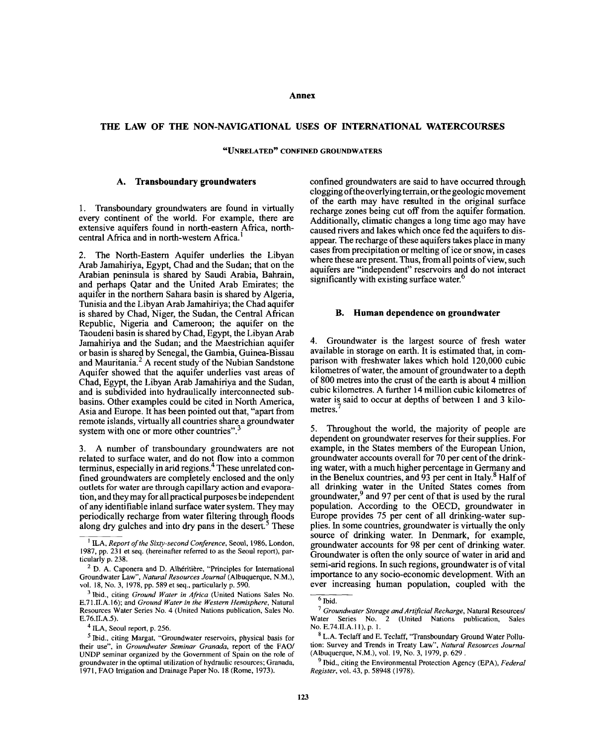# Annex

## THE LAW OF THE NON-NAVIGATIONAL USES OF INTERNATIONAL WATERCOURSES

### "UNRELATED" CONFINED GROUNDWATERS

#### A. Transboundary groundwaters

1. Transboundary groundwaters are found in virtually every continent of the world. For example, there are extensive aquifers found in north-eastern Africa, north-central Africa and in north-western Africa.[1]

2. The North-Eastern Aquifer underlies the Libyan Arab Jamahiriya, Egypt, Chad and the Sudan; that on the Arabian peninsula is shared by Saudi Arabia, Bahrain, and perhaps Qatar and the United Arab Emirates; the aquifer in the northern Sahara basin is shared by Algeria, Tunisia and the Libyan Arab Jamahiriya; the Chad aquifer is shared by Chad, Niger, the Sudan, the Central African Republic, Nigeria and Cameroon; the aquifer on the Taoudeni basin is shared by Chad, Egypt, the Libyan Arab Jamahiriya and the Sudan; and the Maestrichian aquifer or basin is shared by Senegal, the Gambia, Guinea-Bissau and Mauritania.[2] A recent study of the Nubian Sandstone Aquifer showed that the aquifer underlies vast areas of Chad, Egypt, the Libyan Arab Jamahiriya and the Sudan, and is subdivided into hydraulically interconnected sub-basins. Other examples could be cited in North America, Asia and Europe. It has been pointed out that, "apart from remote islands, virtually all countries share a groundwater system with one or more other countries".[3]

3. A number of transboundary groundwaters are not related to surface water, and do not flow into a common terminus, especially in arid regions.[4] These unrelated confined groundwaters are completely enclosed and the only outlets for water are through capillary action and evaporation, and they may for all practical purposes be independent of any identifiable inland surface water system. They may periodically recharge from water filtering through floods along dry gulches and into dry pans in the desert.[5] These confined groundwaters are said to have occurred through clogging of the overlying terrain, or the geologic movement of the earth may have resulted in the original surface recharge zones being cut off from the aquifer formation. Additionally, climatic changes a long time ago may have caused rivers and lakes which once fed the aquifers to disappear. The recharge of these aquifers takes place in many cases from precipitation or melting of ice or snow, in cases where these are present. Thus, from all points of view, such aquifers are "independent" reservoirs and do not interact significantly with existing surface water.[6]

#### B. Human dependence on groundwater

4. Groundwater is the largest source of fresh water available in storage on earth. It is estimated that, in comparison with freshwater lakes which hold 120,000 cubic kilometres of water, the amount of groundwater to a depth of 800 metres into the crust of the earth is about 4 million cubic kilometres. A further 14 million cubic kilometres of water is said to occur at depths of between 1 and 3 kilometres.[7]

5. Throughout the world, the majority of people are dependent on groundwater reserves for their supplies. For example, in the States members of the European Union, groundwater accounts overall for 70 per cent of the drinking water, with a much higher percentage in Germany and in the Benelux countries, and 93 per cent in Italy.[8] Half of all drinking water in the United States comes from groundwater,[9] and 97 per cent of that is used by the rural population. According to the OECD, groundwater in Europe provides 75 per cent of all drinking-water supplies. In some countries, groundwater is virtually the only source of drinking water. In Denmark, for example, groundwater accounts for 98 per cent of drinking water. Groundwater is often the only source of water in arid and semi-arid regions. In such regions, groundwater is of vital importance to any socio-economic development. With an ever increasing human population, coupled with the

---

[1] ILA, *Report of the Sixty-second Conference*, Seoul, 1986, London, 1987, pp. 231 et seq. (hereinafter referred to as the Seoul report), particularly p. 238.

[2] D. A. Caponera and D. Alhéritière, "Principles for International Groundwater Law", *Natural Resources Journal* (Albuquerque, N.M.), vol. 18, No. 3, 1978, pp. 589 et seq., particularly p. 590.

[3] Ibid., citing *Ground Water in Africa* (United Nations Sales No. E.71.II.A.16); and *Ground Water in the Western Hemisphere*, Natural Resources Water Series No. 4 (United Nations publication, Sales No. E.76.II.A.5).

[4] ILA, Seoul report, p. 256.

[5] Ibid., citing Margat, "Groundwater reservoirs, physical basis for their use", in *Groundwater Seminar Granada*, report of the FAO/UNDP seminar organized by the Government of Spain on the role of groundwater in the optimal utilization of hydraulic resources; Granada, 1971, FAO Irrigation and Drainage Paper No. 18 (Rome, 1973).

[6] Ibid.

[7] *Groundwater Storage and Artificial Recharge*, Natural Resources/Water Series No. 2 (United Nations publication, Sales No. E.74.II.A.11), p. 1.

[8] L.A. Teclaff and E. Teclaff, "Transboundary Ground Water Pollution: Survey and Trends in Treaty Law", *Natural Resources Journal* (Albuquerque, N.M.), vol. 19, No. 3, 1979, p. 629 .

[9] Ibid., citing the Environmental Protection Agency (EPA), *Federal Register*, vol. 43, p. 58948 (1978).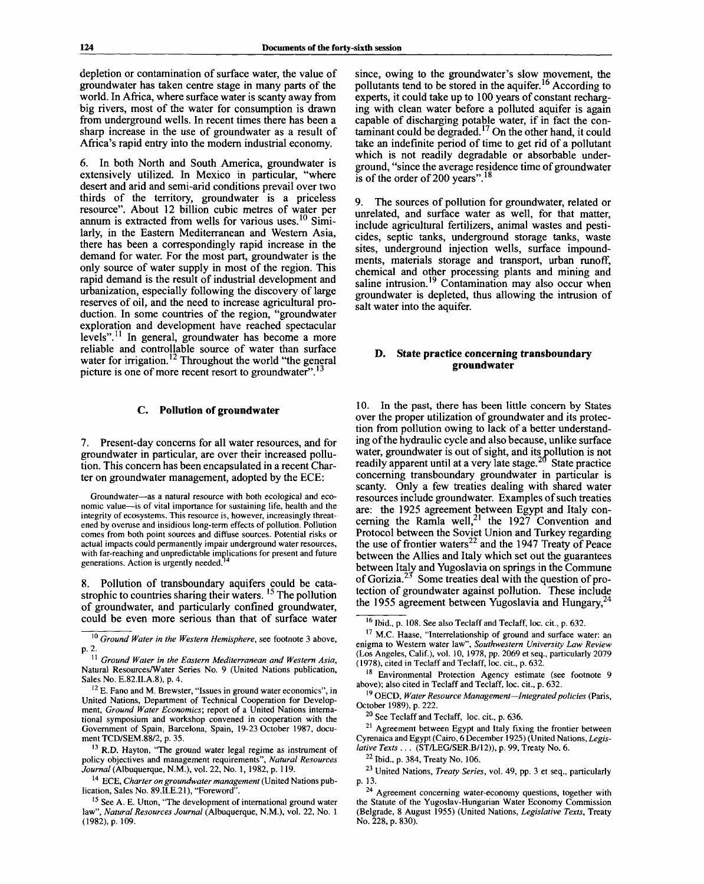depletion or contamination of surface water, the value of groundwater has taken centre stage in many parts of the world. In Africa, where surface water is scanty away from big rivers, most of the water for consumption is drawn from underground wells. In recent times there has been a sharp increase in the use of groundwater as a result of Africa's rapid entry into the modern industrial economy.

6. In both North and South America, groundwater is extensively utilized. In Mexico in particular, "where desert and arid and semi-arid conditions prevail over two thirds of the territory, groundwater is a priceless resource". About 12 billion cubic metres of water per annum is extracted from wells for various uses.[10] Similarly, in the Eastern Mediterranean and Western Asia, there has been a correspondingly rapid increase in the demand for water. For the most part, groundwater is the only source of water supply in most of the region. This rapid demand is the result of industrial development and urbanization, especially following the discovery of large reserves of oil, and the need to increase agricultural production. In some countries of the region, "groundwater exploration and development have reached spectacular levels".[11] In general, groundwater has become a more reliable and controllable source of water than surface water for irrigation.[12] Throughout the world "the general picture is one of more recent resort to groundwater".[13]

### C. Pollution of groundwater

7. Present-day concerns for all water resources, and for groundwater in particular, are over their increased pollution. This concern has been encapsulated in a recent Charter on groundwater management, adopted by the ECE:

> Groundwater—as a natural resource with both ecological and economic value—is of vital importance for sustaining life, health and the integrity of ecosystems. This resource is, however, increasingly threatened by overuse and insidious long-term effects of pollution. Pollution comes from both point sources and diffuse sources. Potential risks or actual impacts could permanently impair underground water resources, with far-reaching and unpredictable implications for present and future generations. Action is urgently needed.[14]

8. Pollution of transboundary aquifers could be catastrophic to countries sharing their waters.[15] The pollution of groundwater, and particularly confined groundwater, could be even more serious than that of surface water since, owing to the groundwater's slow movement, the pollutants tend to be stored in the aquifer.[16] According to experts, it could take up to 100 years of constant recharging with clean water before a polluted aquifer is again capable of discharging potable water, if in fact the contaminant could be degraded.[17] On the other hand, it could take an indefinite period of time to get rid of a pollutant which is not readily degradable or absorbable underground, "since the average residence time of groundwater is of the order of 200 years".[18]

9. The sources of pollution for groundwater, related or unrelated, and surface water as well, for that matter, include agricultural fertilizers, animal wastes and pesticides, septic tanks, underground storage tanks, waste sites, underground injection wells, surface impoundments, materials storage and transport, urban runoff, chemical and other processing plants and mining and saline intrusion.[19] Contamination may also occur when groundwater is depleted, thus allowing the intrusion of salt water into the aquifer.

### D. State practice concerning transboundary groundwater

10. In the past, there has been little concern by States over the proper utilization of groundwater and its protection from pollution owing to lack of a better understanding of the hydraulic cycle and also because, unlike surface water, groundwater is out of sight, and its pollution is not readily apparent until at a very late stage.[20] State practice concerning transboundary groundwater in particular is scanty. Only a few treaties dealing with shared water resources include groundwater. Examples of such treaties are: the 1925 agreement between Egypt and Italy concerning the Ramla well,[21] the 1927 Convention and Protocol between the Soviet Union and Turkey regarding the use of frontier waters[22] and the 1947 Treaty of Peace between the Allies and Italy which set out the guarantees between Italy and Yugoslavia on springs in the Commune of Gorizia.[23] Some treaties deal with the question of protection of groundwater against pollution. These include the 1955 agreement between Yugoslavia and Hungary,[24]

---

[10] *Ground Water in the Western Hemisphere*, see footnote 3 above, p. 2.

[11] *Ground Water in the Eastern Mediterranean and Western Asia*, Natural Resources/Water Series No. 9 (United Nations publication, Sales No. E.82.II.A.8), p. 4.

[12] E. Fano and M. Brewster, "Issues in ground water economics", in United Nations, Department of Technical Cooperation for Development, *Ground Water Economics*; report of a United Nations international symposium and workshop convened in cooperation with the Government of Spain, Barcelona, Spain, 19-23 October 1987, document TCD/SEM.88/2, p. 35.

[13] R.D. Hayton, "The ground water legal regime as instrument of policy objectives and management requirements", *Natural Resources Journal* (Albuquerque, N.M.), vol. 22, No. 1, 1982, p. 119.

[14] ECE, *Charter on groundwater management* (United Nations publication, Sales No. 89.II.E.21), "Foreword".

[15] See A. E. Utton, "The development of international ground water law", *Natural Resources Journal* (Albuquerque, N.M.), vol. 22, No. 1 (1982), p. 109.

[16] Ibid., p. 108. See also Teclaff and Teclaff, loc. cit., p. 632.

[17] M.C. Haase, "Interrelationship of ground and surface water: an enigma to Western water law", *Southwestern University Law Review* (Los Angeles, Calif.), vol. 10, 1978, pp. 2069 et seq., particularly 2079 (1978), cited in Teclaff and Teclaff, loc. cit., p. 632.

[18] Environmental Protection Agency estimate (see footnote 9 above); also cited in Teclaff and Teclaff, loc. cit., p. 632.

[19] OECD, *Water Resource Management—Integrated policies* (Paris, October 1989), p. 222.

[20] See Teclaff and Teclaff, loc. cit., p. 636.

[21] Agreement between Egypt and Italy fixing the frontier between Cyrenaica and Egypt (Cairo, 6 December 1925) (United Nations, *Legislative Texts* . . . (ST/LEG/SER.B/12)), p. 99, Treaty No. 6.

[22] Ibid., p. 384, Treaty No. 106.

[23] United Nations, *Treaty Series*, vol. 49, pp. 3 et seq., particularly p. 13.

[24] Agreement concerning water-economy questions, together with the Statute of the Yugoslav-Hungarian Water Economy Commission (Belgrade, 8 August 1955) (United Nations, *Legislative Texts*, Treaty No. 228, p. 830).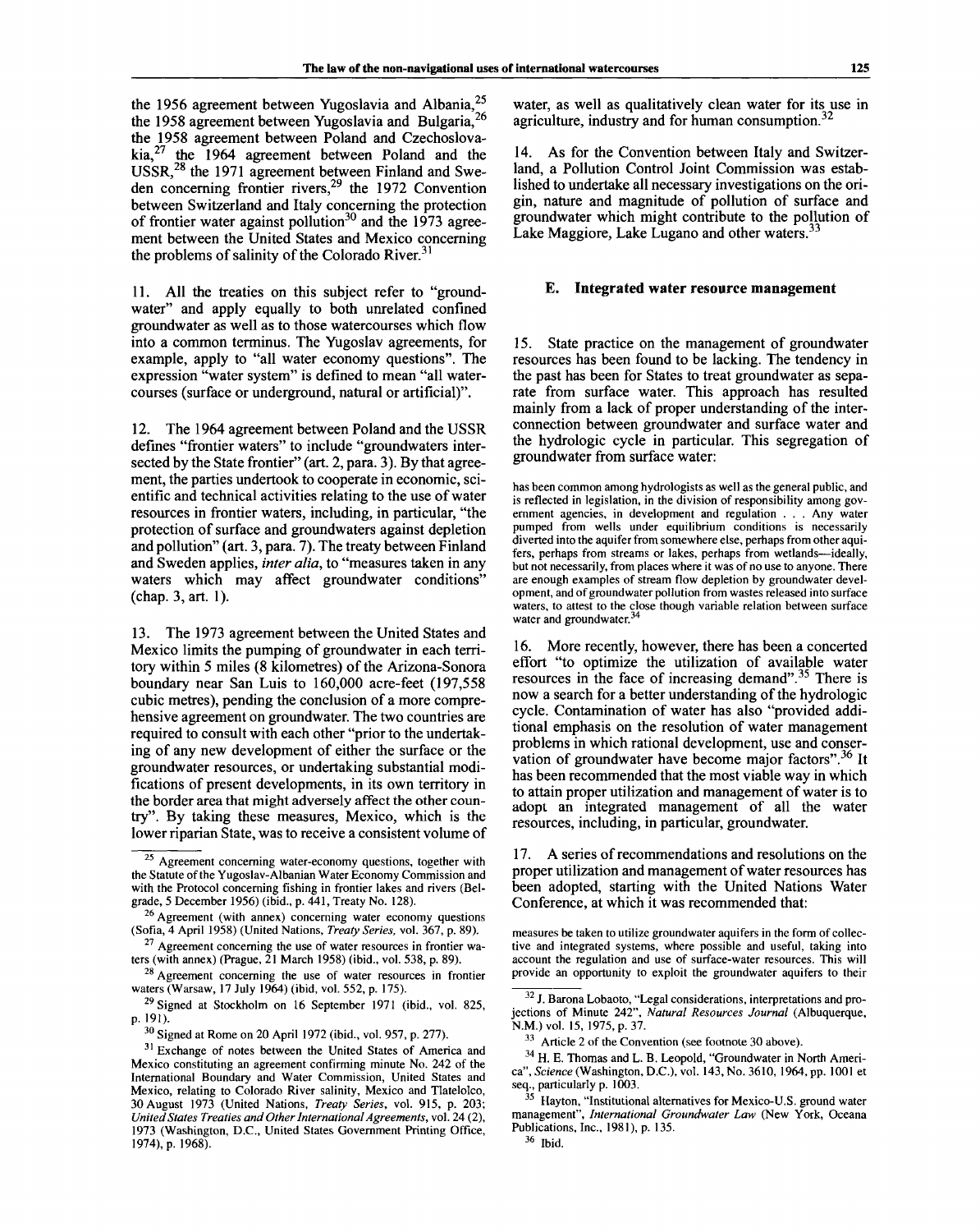the 1956 agreement between Yugoslavia and Albania,[25] the 1958 agreement between Yugoslavia and Bulgaria,[26] the 1958 agreement between Poland and Czechoslovakia,[27] the 1964 agreement between Poland and the USSR,[28] the 1971 agreement between Finland and Sweden concerning frontier rivers,[29] the 1972 Convention between Switzerland and Italy concerning the protection of frontier water against pollution[30] and the 1973 agreement between the United States and Mexico concerning the problems of salinity of the Colorado River.[31]

11. All the treaties on this subject refer to "groundwater" and apply equally to both unrelated confined groundwater as well as to those watercourses which flow into a common terminus. The Yugoslav agreements, for example, apply to "all water economy questions". The expression "water system" is defined to mean "all watercourses (surface or underground, natural or artificial)".

12. The 1964 agreement between Poland and the USSR defines "frontier waters" to include "groundwaters intersected by the State frontier" (art. 2, para. 3). By that agreement, the parties undertook to cooperate in economic, scientific and technical activities relating to the use of water resources in frontier waters, including, in particular, "the protection of surface and groundwaters against depletion and pollution" (art. 3, para. 7). The treaty between Finland and Sweden applies, *inter alia*, to "measures taken in any waters which may affect groundwater conditions" (chap. 3, art. 1).

13. The 1973 agreement between the United States and Mexico limits the pumping of groundwater in each territory within 5 miles (8 kilometres) of the Arizona-Sonora boundary near San Luis to 160,000 acre-feet (197,558 cubic metres), pending the conclusion of a more comprehensive agreement on groundwater. The two countries are required to consult with each other "prior to the undertaking of any new development of either the surface or the groundwater resources, or undertaking substantial modifications of present developments, in its own territory in the border area that might adversely affect the other country". By taking these measures, Mexico, which is the lower riparian State, was to receive a consistent volume of water, as well as qualitatively clean water for its use in agriculture, industry and for human consumption.[32]

14. As for the Convention between Italy and Switzerland, a Pollution Control Joint Commission was established to undertake all necessary investigations on the origin, nature and magnitude of pollution of surface and groundwater which might contribute to the pollution of Lake Maggiore, Lake Lugano and other waters.[33]

### E. Integrated water resource management

15. State practice on the management of groundwater resources has been found to be lacking. The tendency in the past has been for States to treat groundwater as separate from surface water. This approach has resulted mainly from a lack of proper understanding of the interconnection between groundwater and surface water and the hydrologic cycle in particular. This segregation of groundwater from surface water:

> has been common among hydrologists as well as the general public, and is reflected in legislation, in the division of responsibility among government agencies, in development and regulation . . . Any water pumped from wells under equilibrium conditions is necessarily diverted into the aquifer from somewhere else, perhaps from other aquifers, perhaps from streams or lakes, perhaps from wetlands—ideally, but not necessarily, from places where it was of no use to anyone. There are enough examples of stream flow depletion by groundwater development, and of groundwater pollution from wastes released into surface waters, to attest to the close though variable relation between surface water and groundwater.[34]

16. More recently, however, there has been a concerted effort "to optimize the utilization of available water resources in the face of increasing demand".[35] There is now a search for a better understanding of the hydrologic cycle. Contamination of water has also "provided additional emphasis on the resolution of water management problems in which rational development, use and conservation of groundwater have become major factors".[36] It has been recommended that the most viable way in which to attain proper utilization and management of water is to adopt an integrated management of all the water resources, including, in particular, groundwater.

17. A series of recommendations and resolutions on the proper utilization and management of water resources has been adopted, starting with the United Nations Water Conference, at which it was recommended that:

> measures be taken to utilize groundwater aquifers in the form of collective and integrated systems, where possible and useful, taking into account the regulation and use of surface-water resources. This will provide an opportunity to exploit the groundwater aquifers to their

---

[25] Agreement concerning water-economy questions, together with the Statute of the Yugoslav-Albanian Water Economy Commission and with the Protocol concerning fishing in frontier lakes and rivers (Belgrade, 5 December 1956) (ibid., p. 441, Treaty No. 128).

[26] Agreement (with annex) concerning water economy questions (Sofia, 4 April 1958) (United Nations, *Treaty Series*, vol. 367, p. 89).

[27] Agreement concerning the use of water resources in frontier waters (with annex) (Prague, 21 March 1958) (ibid., vol. 538, p. 89).

[28] Agreement concerning the use of water resources in frontier waters (Warsaw, 17 July 1964) (ibid, vol. 552, p. 175).

[29] Signed at Stockholm on 16 September 1971 (ibid., vol. 825, p. 191).

[30] Signed at Rome on 20 April 1972 (ibid., vol. 957, p. 277).

[31] Exchange of notes between the United States of America and Mexico constituting an agreement confirming minute No. 242 of the International Boundary and Water Commission, United States and Mexico, relating to Colorado River salinity, Mexico and Tlatelolco, 30 August 1973 (United Nations, *Treaty Series*, vol. 915, p. 203; *United States Treaties and Other International Agreements*, vol. 24 (2), 1973 (Washington, D.C., United States Government Printing Office, 1974), p. 1968).

[32] J. Barona Lobaoto, "Legal considerations, interpretations and projections of Minute 242", *Natural Resources Journal* (Albuquerque, N.M.) vol. 15, 1975, p. 37.

[33] Article 2 of the Convention (see footnote 30 above).

[34] H. E. Thomas and L. B. Leopold, "Groundwater in North America", *Science* (Washington, D.C.), vol. 143, No. 3610, 1964, pp. 1001 et seq., particularly p. 1003.

[35] Hayton, "Institutional alternatives for Mexico-U.S. ground water management", *International Groundwater Law* (New York, Oceana Publications, Inc., 1981), p. 135.

[36] Ibid.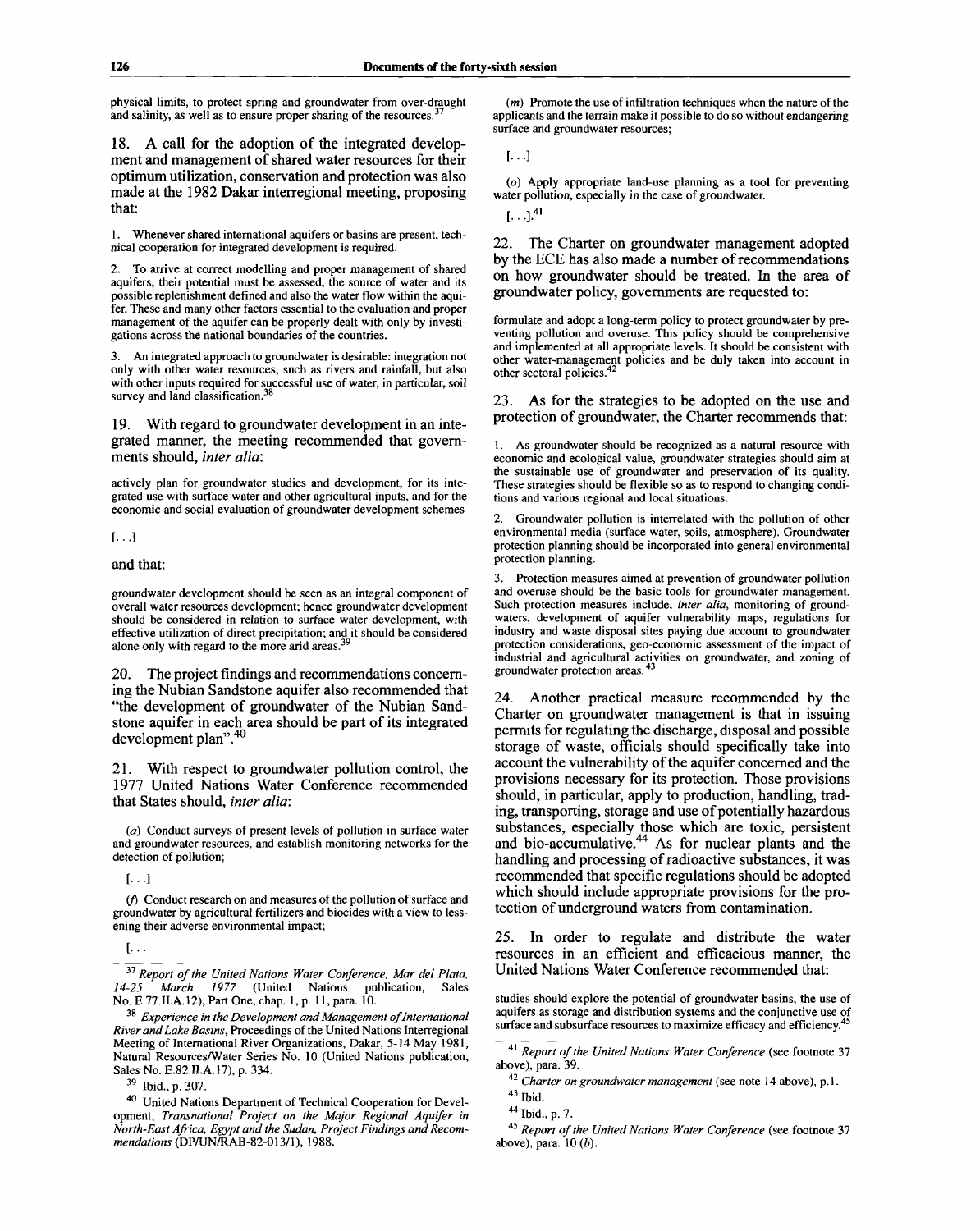physical limits, to protect spring and groundwater from over-draught and salinity, as well as to ensure proper sharing of the resources.[37]

18. A call for the adoption of the integrated development and management of shared water resources for their optimum utilization, conservation and protection was also made at the 1982 Dakar interregional meeting, proposing that:

1. Whenever shared international aquifers or basins are present, technical cooperation for integrated development is required.

2. To arrive at correct modelling and proper management of shared aquifers, their potential must be assessed, the source of water and its possible replenishment defined and also the water flow within the aquifer. These and many other factors essential to the evaluation and proper management of the aquifer can be properly dealt with only by investigations across the national boundaries of the countries.

3. An integrated approach to groundwater is desirable: integration not only with other water resources, such as rivers and rainfall, but also with other inputs required for successful use of water, in particular, soil survey and land classification.[38]

19. With regard to groundwater development in an integrated manner, the meeting recommended that governments should, *inter alia*:

actively plan for groundwater studies and development, for its integrated use with surface water and other agricultural inputs, and for the economic and social evaluation of groundwater development schemes

[. . .]

and that:

groundwater development should be seen as an integral component of overall water resources development; hence groundwater development should be considered in relation to surface water development, with effective utilization of direct precipitation; and it should be considered alone only with regard to the more arid areas.[39]

20. The project findings and recommendations concerning the Nubian Sandstone aquifer also recommended that "the development of groundwater of the Nubian Sandstone aquifer in each area should be part of its integrated development plan".[40]

21. With respect to groundwater pollution control, the 1977 United Nations Water Conference recommended that States should, *inter alia*:

(*a*) Conduct surveys of present levels of pollution in surface water and groundwater resources, and establish monitoring networks for the detection of pollution;

[. . .]

(*f*) Conduct research on and measures of the pollution of surface and groundwater by agricultural fertilizers and biocides with a view to lessening their adverse environmental impact;

[. . .

(*m*) Promote the use of infiltration techniques when the nature of the applicants and the terrain make it possible to do so without endangering surface and groundwater resources;

[. . .]

(*o*) Apply appropriate land-use planning as a tool for preventing water pollution, especially in the case of groundwater.

[. . .].[41]

22. The Charter on groundwater management adopted by the ECE has also made a number of recommendations on how groundwater should be treated. In the area of groundwater policy, governments are requested to:

formulate and adopt a long-term policy to protect groundwater by preventing pollution and overuse. This policy should be comprehensive and implemented at all appropriate levels. It should be consistent with other water-management policies and be duly taken into account in other sectoral policies.[42]

23. As for the strategies to be adopted on the use and protection of groundwater, the Charter recommends that:

1. As groundwater should be recognized as a natural resource with economic and ecological value, groundwater strategies should aim at the sustainable use of groundwater and preservation of its quality. These strategies should be flexible so as to respond to changing conditions and various regional and local situations.

2. Groundwater pollution is interrelated with the pollution of other environmental media (surface water, soils, atmosphere). Groundwater protection planning should be incorporated into general environmental protection planning.

3. Protection measures aimed at prevention of groundwater pollution and overuse should be the basic tools for groundwater management. Such protection measures include, *inter alia*, monitoring of groundwaters, development of aquifer vulnerability maps, regulations for industry and waste disposal sites paying due account to groundwater protection considerations, geo-economic assessment of the impact of industrial and agricultural activities on groundwater, and zoning of groundwater protection areas.[43]

24. Another practical measure recommended by the Charter on groundwater management is that in issuing permits for regulating the discharge, disposal and possible storage of waste, officials should specifically take into account the vulnerability of the aquifer concerned and the provisions necessary for its protection. Those provisions should, in particular, apply to production, handling, trading, transporting, storage and use of potentially hazardous substances, especially those which are toxic, persistent and bio-accumulative.[44] As for nuclear plants and the handling and processing of radioactive substances, it was recommended that specific regulations should be adopted which should include appropriate provisions for the protection of underground waters from contamination.

25. In order to regulate and distribute the water resources in an efficient and efficacious manner, the United Nations Water Conference recommended that:

studies should explore the potential of groundwater basins, the use of aquifers as storage and distribution systems and the conjunctive use of surface and subsurface resources to maximize efficacy and efficiency.[45]

---

[37] *Report of the United Nations Water Conference, Mar del Plata, 14-25 March 1977* (United Nations publication, Sales No. E.77.II.A.12), Part One, chap. 1, p. 11, para. 10.

[38] *Experience in the Development and Management of International River and Lake Basins*, Proceedings of the United Nations Interregional Meeting of International River Organizations, Dakar, 5-14 May 1981, Natural Resources/Water Series No. 10 (United Nations publication, Sales No. E.82.II.A.17), p. 334.

[39] Ibid., p. 307.

[40] United Nations Department of Technical Cooperation for Development, *Transnational Project on the Major Regional Aquifer in North-East Africa, Egypt and the Sudan, Project Findings and Recommendations* (DP/UN/RAB-82-013/1), 1988.

[41] *Report of the United Nations Water Conference* (see footnote 37 above), para. 39.

[42] *Charter on groundwater management* (see note 14 above), p.1.

[43] Ibid.

[44] Ibid., p. 7.

[45] *Report of the United Nations Water Conference* (see footnote 37 above), para. 10 (*b*).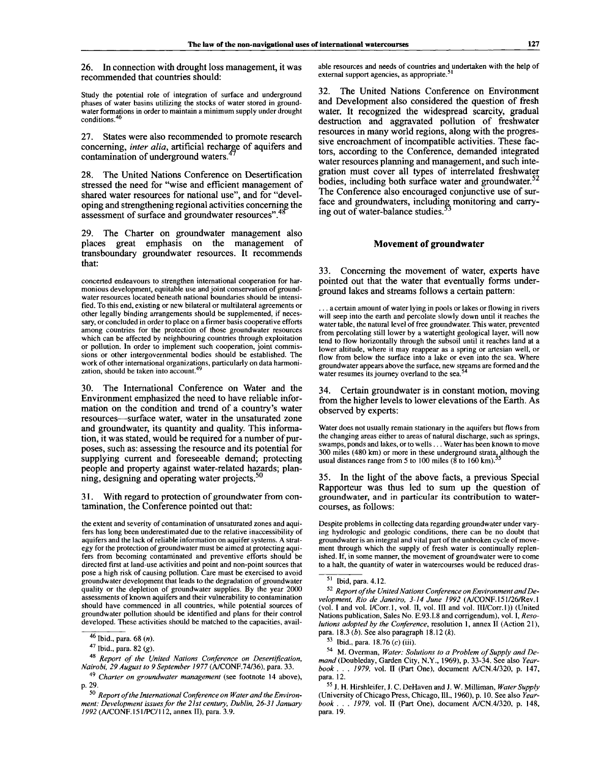26. In connection with drought loss management, it was recommended that countries should:

> Study the potential role of integration of surface and underground phases of water basins utilizing the stocks of water stored in groundwater formations in order to maintain a minimum supply under drought conditions.[46]

27. States were also recommended to promote research concerning, *inter alia*, artificial recharge of aquifers and contamination of underground waters.[47]

28. The United Nations Conference on Desertification stressed the need for "wise and efficient management of shared water resources for national use", and for "developing and strengthening regional activities concerning the assessment of surface and groundwater resources".[48]

29. The Charter on groundwater management also places great emphasis on the management of transboundary groundwater resources. It recommends that:

> concerted endeavours to strengthen international cooperation for harmonious development, equitable use and joint conservation of groundwater resources located beneath national boundaries should be intensified. To this end, existing or new bilateral or multilateral agreements or other legally binding arrangements should be supplemented, if necessary, or concluded in order to place on a firmer basis cooperative efforts among countries for the protection of those groundwater resources which can be affected by neighbouring countries through exploitation or pollution. In order to implement such cooperation, joint commissions or other intergovernmental bodies should be established. The work of other international organizations, particularly on data harmonization, should be taken into account.[49]

30. The International Conference on Water and the Environment emphasized the need to have reliable information on the condition and trend of a country's water resources—surface water, water in the unsaturated zone and groundwater, its quantity and quality. This information, it was stated, would be required for a number of purposes, such as: assessing the resource and its potential for supplying current and foreseeable demand; protecting people and property against water-related hazards; planning, designing and operating water projects.[50]

31. With regard to protection of groundwater from contamination, the Conference pointed out that:

> the extent and severity of contamination of unsaturated zones and aquifers has long been underestimated due to the relative inaccessibility of aquifers and the lack of reliable information on aquifer systems. A strategy for the protection of groundwater must be aimed at protecting aquifers from becoming contaminated and preventive efforts should be directed first at land-use activities and point and non-point sources that pose a high risk of causing pollution. Care must be exercised to avoid groundwater development that leads to the degradation of groundwater quality or the depletion of groundwater supplies. By the year 2000 assessments of known aquifers and their vulnerability to contamination should have commenced in all countries, while potential sources of groundwater pollution should be identified and plans for their control developed. These activities should be matched to the capacities, available resources and needs of countries and undertaken with the help of external support agencies, as appropriate.[51]

32. The United Nations Conference on Environment and Development also considered the question of fresh water. It recognized the widespread scarcity, gradual destruction and aggravated pollution of freshwater resources in many world regions, along with the progressive encroachment of incompatible activities. These factors, according to the Conference, demanded integrated water resources planning and management, and such integration must cover all types of interrelated freshwater bodies, including both surface water and groundwater.[52] The Conference also encouraged conjunctive use of surface and groundwaters, including monitoring and carrying out of water-balance studies.[53]

### Movement of groundwater

33. Concerning the movement of water, experts have pointed out that the water that eventually forms underground lakes and streams follows a certain pattern:

> ... a certain amount of water lying in pools or lakes or flowing in rivers will seep into the earth and percolate slowly down until it reaches the water table, the natural level of free groundwater. This water, prevented from percolating still lower by a watertight geological layer, will now tend to flow horizontally through the subsoil until it reaches land at a lower altitude, where it may reappear as a spring or artesian well, or flow from below the surface into a lake or even into the sea. Where groundwater appears above the surface, new streams are formed and the water resumes its journey overland to the sea.[54]

34. Certain groundwater is in constant motion, moving from the higher levels to lower elevations of the Earth. As observed by experts:

> Water does not usually remain stationary in the aquifers but flows from the changing areas either to areas of natural discharge, such as springs, swamps, ponds and lakes, or to wells ... Water has been known to move 300 miles (480 km) or more in these underground strata, although the usual distances range from 5 to 100 miles (8 to 160 km).[55]

35. In the light of the above facts, a previous Special Rapporteur was thus led to sum up the question of groundwater, and in particular its contribution to watercourses, as follows:

> Despite problems in collecting data regarding groundwater under varying hydrologic and geologic conditions, there can be no doubt that groundwater is an integral and vital part of the unbroken cycle of movement through which the supply of fresh water is continually replenished. If, in some manner, the movement of groundwater were to come to a halt, the quantity of water in watercourses would be reduced dras-

---

[46] Ibid., para. 68 (*n*).

[47] Ibid., para. 82 (*g*).

[48] *Report of the United Nations Conference on Desertification, Nairobi, 29 August to 9 September 1977* (A/CONF.74/36), para. 33.

[49] *Charter on groundwater management* (see footnote 14 above), p. 29.

[50] *Report of the International Conference on Water and the Environment: Development issues for the 21st century, Dublin, 26-31 January 1992* (A/CONF.151/PC/112, annex II), para. 3.9.

[51] Ibid, para. 4.12.

[52] *Report of the United Nations Conference on Environment and Development, Rio de Janeiro, 3-14 June 1992* (A/CONF.151/26/Rev.1 (vol. I and vol. I/Corr.1, vol. II, vol. III and vol. III/Corr.1)) (United Nations publication, Sales No. E.93.I.8 and corrigendum), vol. I, *Resolutions adopted by the Conference*, resolution 1, annex II (Action 21), para. 18.3 (*b*). See also paragraph 18.12 (*k*).

[53] Ibid., para. 18.76 (*c*) (iii).

[54] M. Overman, *Water: Solutions to a Problem of Supply and Demand* (Doubleday, Garden City, N.Y., 1969), p. 33-34. See also *Yearbook . . . 1979*, vol. II (Part One), document A/CN.4/320, p. 147, para. 12.

[55] J. H. Hirshleifer, J. C. DeHaven and J. W. Milliman, *Water Supply* (University of Chicago Press, Chicago, Ill., 1960), p. 10. See also *Yearbook . . . 1979*, vol. II (Part One), document A/CN.4/320, p. 148, para. 19.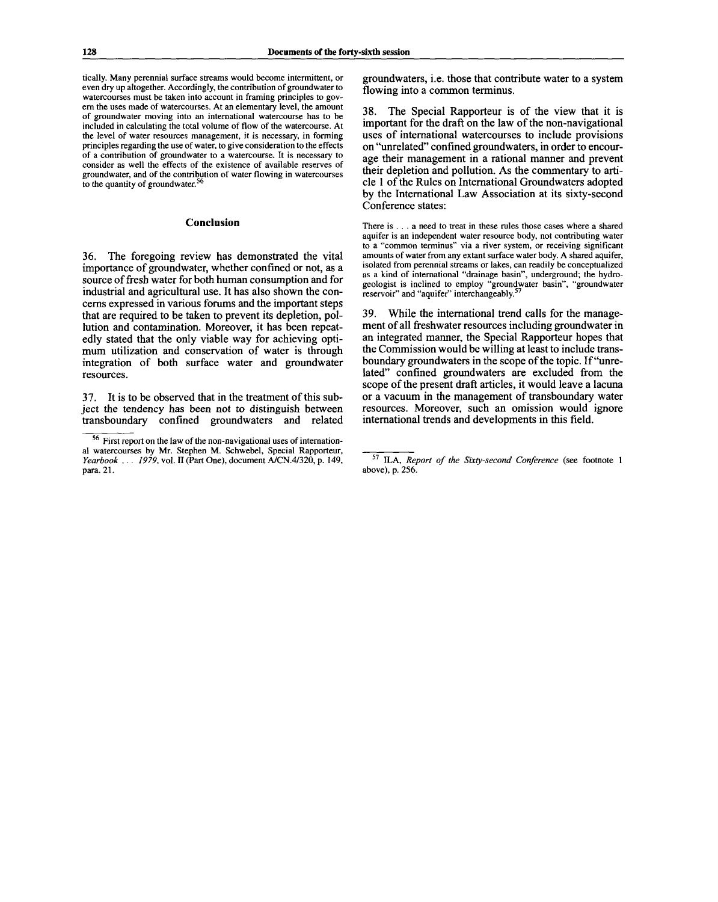tically. Many perennial surface streams would become intermittent, or even dry up altogether. Accordingly, the contribution of groundwater to watercourses must be taken into account in framing principles to govern the uses made of watercourses. At an elementary level, the amount of groundwater moving into an international watercourse has to be included in calculating the total volume of flow of the watercourse. At the level of water resources management, it is necessary, in forming principles regarding the use of water, to give consideration to the effects of a contribution of groundwater to a watercourse. It is necessary to consider as well the effects of the existence of available reserves of groundwater, and of the contribution of water flowing in watercourses to the quantity of groundwater.[56]

## Conclusion

36. The foregoing review has demonstrated the vital importance of groundwater, whether confined or not, as a source of fresh water for both human consumption and for industrial and agricultural use. It has also shown the concerns expressed in various forums and the important steps that are required to be taken to prevent its depletion, pollution and contamination. Moreover, it has been repeatedly stated that the only viable way for achieving optimum utilization and conservation of water is through integration of both surface water and groundwater resources.

37. It is to be observed that in the treatment of this subject the tendency has been not to distinguish between transboundary confined groundwaters and related groundwaters, i.e. those that contribute water to a system flowing into a common terminus.

38. The Special Rapporteur is of the view that it is important for the draft on the law of the non-navigational uses of international watercourses to include provisions on "unrelated" confined groundwaters, in order to encourage their management in a rational manner and prevent their depletion and pollution. As the commentary to article 1 of the Rules on International Groundwaters adopted by the International Law Association at its sixty-second Conference states:

> There is . . . a need to treat in these rules those cases where a shared aquifer is an independent water resource body, not contributing water to a "common terminus" via a river system, or receiving significant amounts of water from any extant surface water body. A shared aquifer, isolated from perennial streams or lakes, can readily be conceptualized as a kind of international "drainage basin", underground; the hydrogeologist is inclined to employ "groundwater basin", "groundwater reservoir" and "aquifer" interchangeably.[57]

39. While the international trend calls for the management of all freshwater resources including groundwater in an integrated manner, the Special Rapporteur hopes that the Commission would be willing at least to include transboundary groundwaters in the scope of the topic. If "unrelated" confined groundwaters are excluded from the scope of the present draft articles, it would leave a lacuna or a vacuum in the management of transboundary water resources. Moreover, such an omission would ignore international trends and developments in this field.

---

[56] First report on the law of the non-navigational uses of international watercourses by Mr. Stephen M. Schwebel, Special Rapporteur, *Yearbook . . . 1979*, vol. II (Part One), document A/CN.4/320, p. 149, para. 21.

[57] ILA, *Report of the Sixty-second Conference* (see footnote 1 above), p. 256.